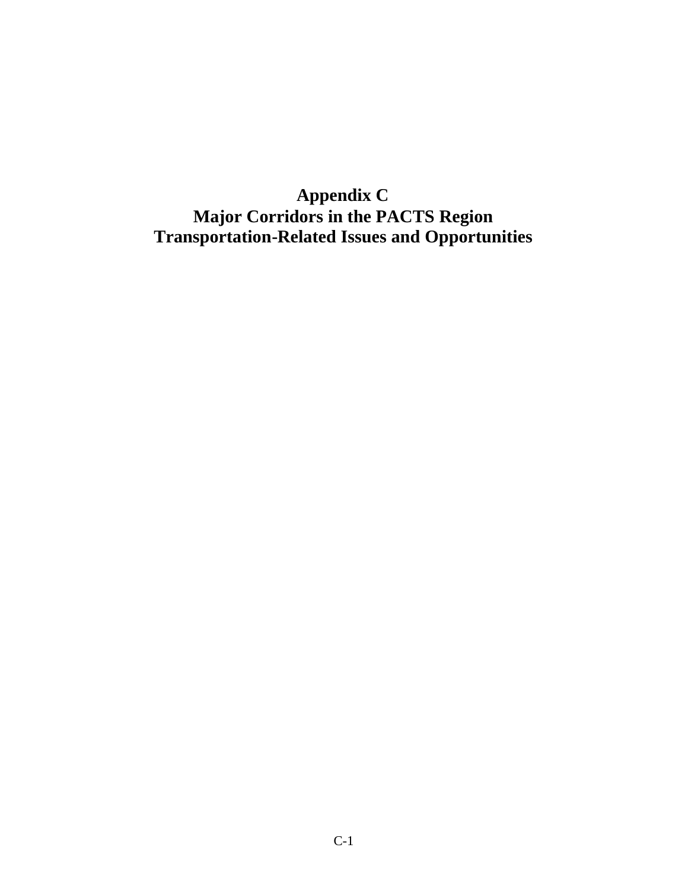# Appendix C
# Major Corridors in the PACTS Region
# Transportation-Related Issues and Opportunities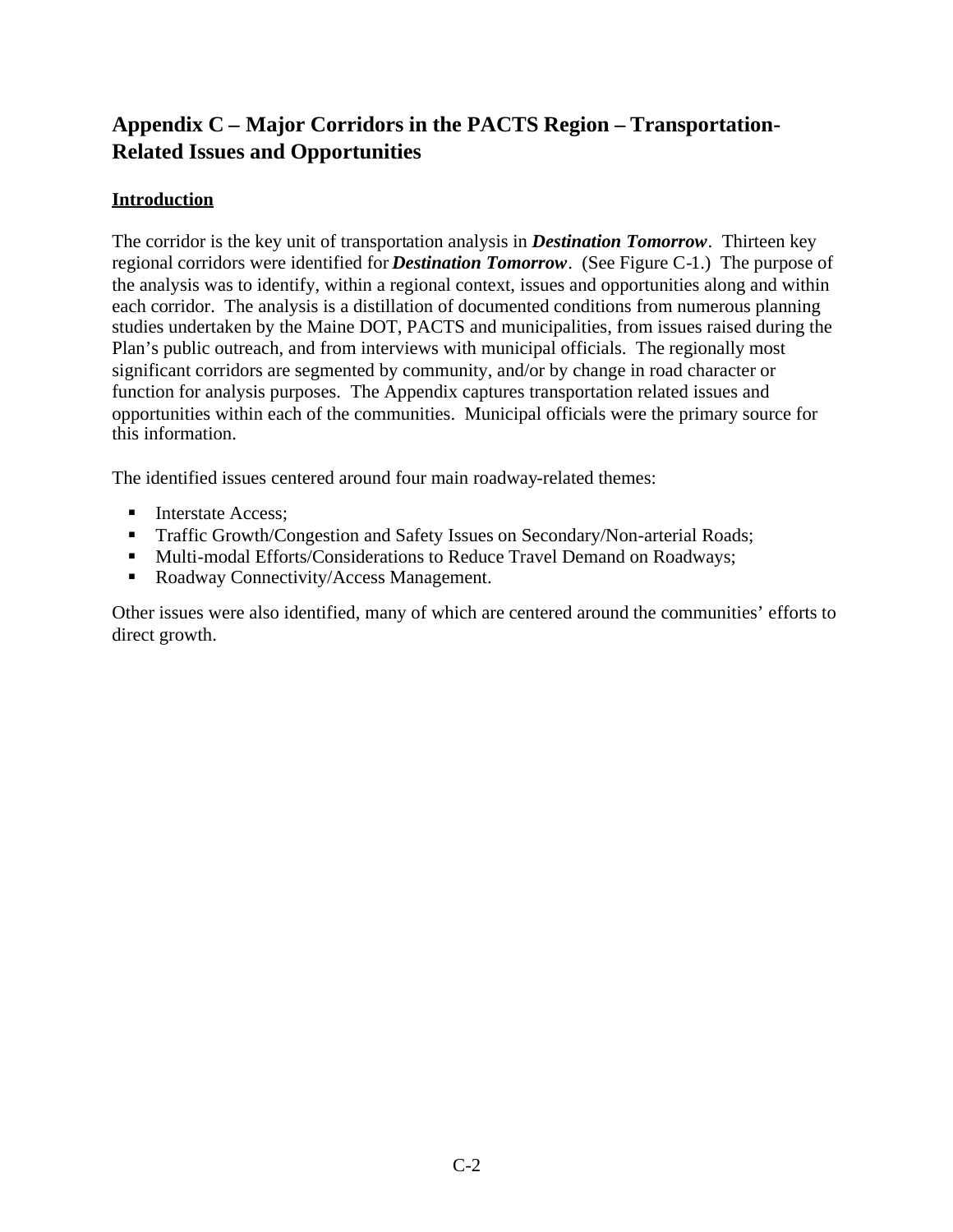# Appendix C – Major Corridors in the PACTS Region – Transportation-Related Issues and Opportunities

## Introduction

The corridor is the key unit of transportation analysis in ***Destination Tomorrow***. Thirteen key regional corridors were identified for ***Destination Tomorrow***. (See Figure C-1.) The purpose of the analysis was to identify, within a regional context, issues and opportunities along and within each corridor. The analysis is a distillation of documented conditions from numerous planning studies undertaken by the Maine DOT, PACTS and municipalities, from issues raised during the Plan's public outreach, and from interviews with municipal officials. The regionally most significant corridors are segmented by community, and/or by change in road character or function for analysis purposes. The Appendix captures transportation related issues and opportunities within each of the communities. Municipal officials were the primary source for this information.

The identified issues centered around four main roadway-related themes:

- Interstate Access;
- Traffic Growth/Congestion and Safety Issues on Secondary/Non-arterial Roads;
- Multi-modal Efforts/Considerations to Reduce Travel Demand on Roadways;
- Roadway Connectivity/Access Management.

Other issues were also identified, many of which are centered around the communities' efforts to direct growth.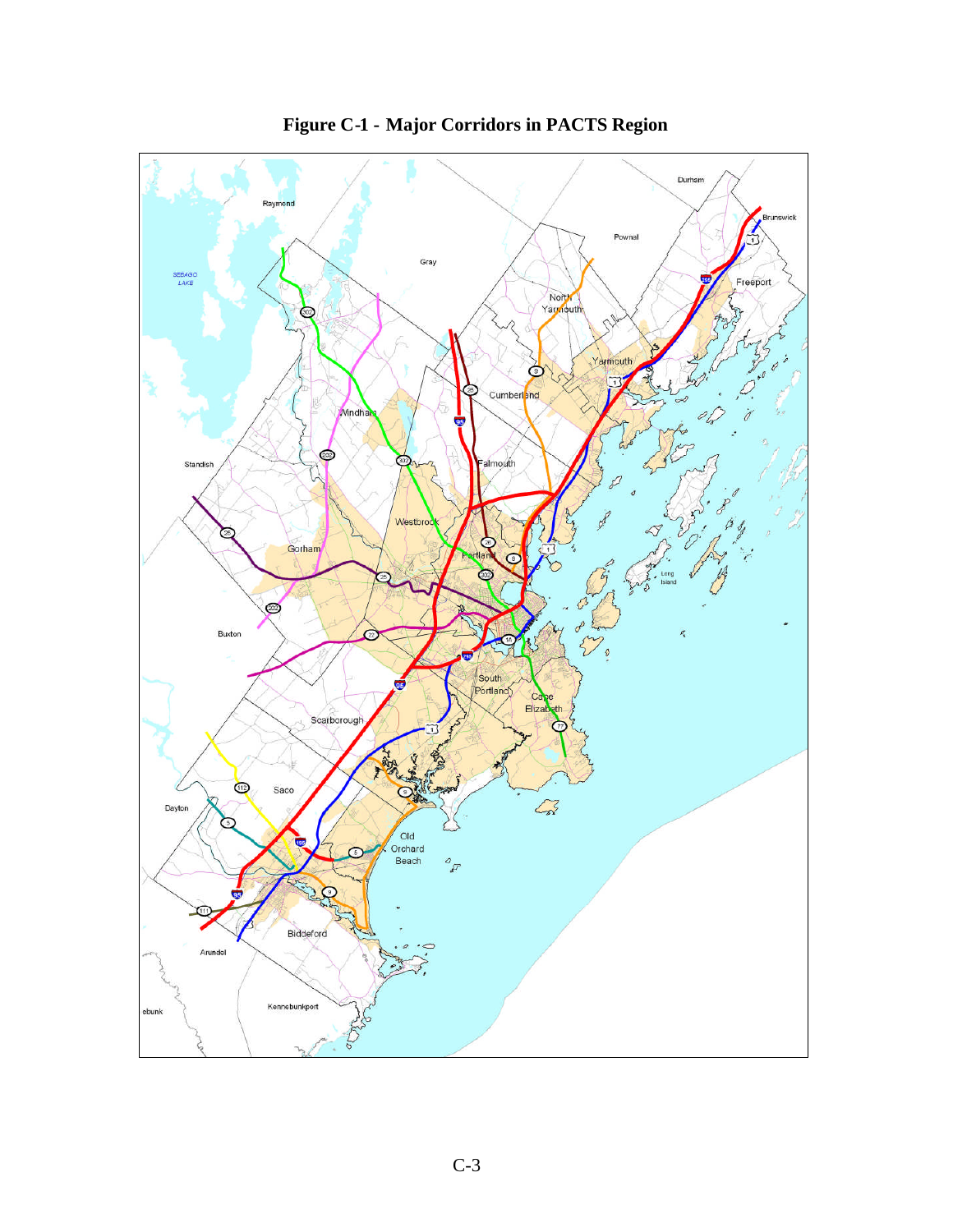**Figure C-1 - Major Corridors in PACTS Region**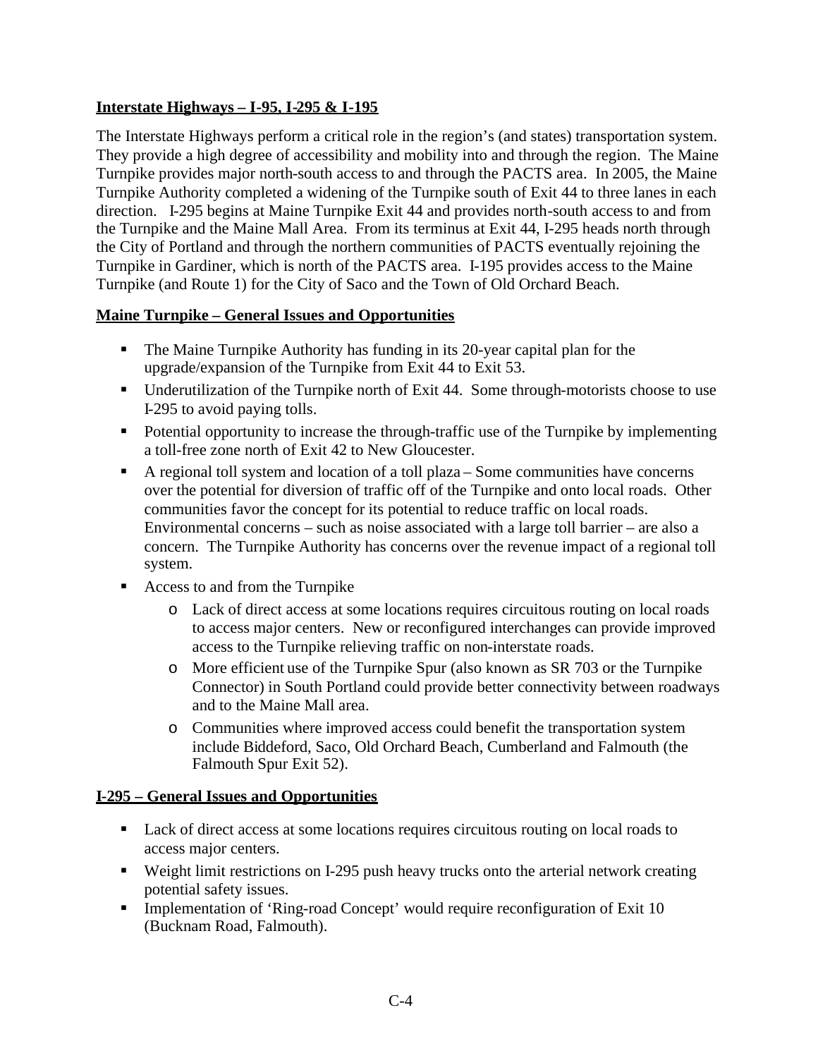## Interstate Highways – I-95, I-295 & I-195

The Interstate Highways perform a critical role in the region's (and states) transportation system. They provide a high degree of accessibility and mobility into and through the region. The Maine Turnpike provides major north-south access to and through the PACTS area. In 2005, the Maine Turnpike Authority completed a widening of the Turnpike south of Exit 44 to three lanes in each direction. I-295 begins at Maine Turnpike Exit 44 and provides north-south access to and from the Turnpike and the Maine Mall Area. From its terminus at Exit 44, I-295 heads north through the City of Portland and through the northern communities of PACTS eventually rejoining the Turnpike in Gardiner, which is north of the PACTS area. I-195 provides access to the Maine Turnpike (and Route 1) for the City of Saco and the Town of Old Orchard Beach.

## Maine Turnpike – General Issues and Opportunities

- The Maine Turnpike Authority has funding in its 20-year capital plan for the upgrade/expansion of the Turnpike from Exit 44 to Exit 53.
- Underutilization of the Turnpike north of Exit 44. Some through-motorists choose to use I-295 to avoid paying tolls.
- Potential opportunity to increase the through-traffic use of the Turnpike by implementing a toll-free zone north of Exit 42 to New Gloucester.
- A regional toll system and location of a toll plaza – Some communities have concerns over the potential for diversion of traffic off of the Turnpike and onto local roads. Other communities favor the concept for its potential to reduce traffic on local roads. Environmental concerns – such as noise associated with a large toll barrier – are also a concern. The Turnpike Authority has concerns over the revenue impact of a regional toll system.
- Access to and from the Turnpike
  - Lack of direct access at some locations requires circuitous routing on local roads to access major centers. New or reconfigured interchanges can provide improved access to the Turnpike relieving traffic on non-interstate roads.
  - More efficient use of the Turnpike Spur (also known as SR 703 or the Turnpike Connector) in South Portland could provide better connectivity between roadways and to the Maine Mall area.
  - Communities where improved access could benefit the transportation system include Biddeford, Saco, Old Orchard Beach, Cumberland and Falmouth (the Falmouth Spur Exit 52).

## I-295 – General Issues and Opportunities

- Lack of direct access at some locations requires circuitous routing on local roads to access major centers.
- Weight limit restrictions on I-295 push heavy trucks onto the arterial network creating potential safety issues.
- Implementation of 'Ring-road Concept' would require reconfiguration of Exit 10 (Bucknam Road, Falmouth).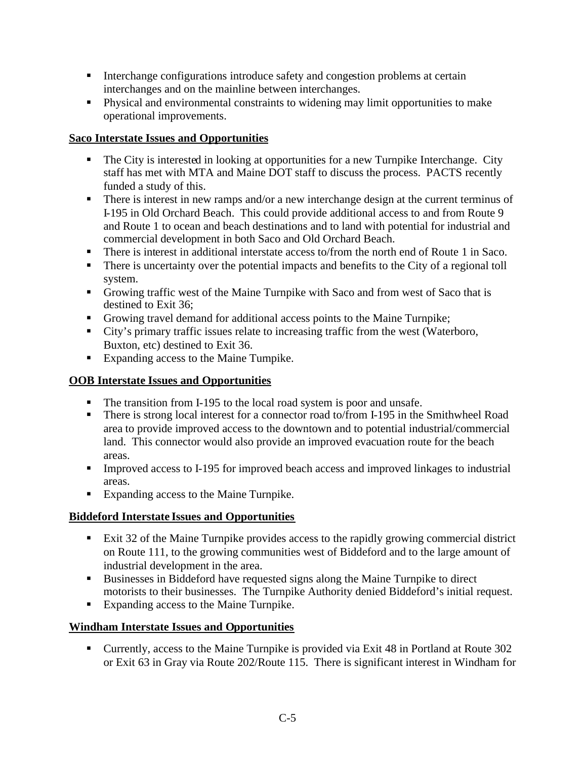- Interchange configurations introduce safety and congestion problems at certain interchanges and on the mainline between interchanges.
- Physical and environmental constraints to widening may limit opportunities to make operational improvements.

**Saco Interstate Issues and Opportunities**

- The City is interested in looking at opportunities for a new Turnpike Interchange. City staff has met with MTA and Maine DOT staff to discuss the process. PACTS recently funded a study of this.
- There is interest in new ramps and/or a new interchange design at the current terminus of I-195 in Old Orchard Beach. This could provide additional access to and from Route 9 and Route 1 to ocean and beach destinations and to land with potential for industrial and commercial development in both Saco and Old Orchard Beach.
- There is interest in additional interstate access to/from the north end of Route 1 in Saco.
- There is uncertainty over the potential impacts and benefits to the City of a regional toll system.
- Growing traffic west of the Maine Turnpike with Saco and from west of Saco that is destined to Exit 36;
- Growing travel demand for additional access points to the Maine Turnpike;
- City's primary traffic issues relate to increasing traffic from the west (Waterboro, Buxton, etc) destined to Exit 36.
- Expanding access to the Maine Turnpike.

**OOB Interstate Issues and Opportunities**

- The transition from I-195 to the local road system is poor and unsafe.
- There is strong local interest for a connector road to/from I-195 in the Smithwheel Road area to provide improved access to the downtown and to potential industrial/commercial land. This connector would also provide an improved evacuation route for the beach areas.
- Improved access to I-195 for improved beach access and improved linkages to industrial areas.
- Expanding access to the Maine Turnpike.

**Biddeford Interstate Issues and Opportunities**

- Exit 32 of the Maine Turnpike provides access to the rapidly growing commercial district on Route 111, to the growing communities west of Biddeford and to the large amount of industrial development in the area.
- Businesses in Biddeford have requested signs along the Maine Turnpike to direct motorists to their businesses. The Turnpike Authority denied Biddeford's initial request.
- Expanding access to the Maine Turnpike.

**Windham Interstate Issues and Opportunities**

- Currently, access to the Maine Turnpike is provided via Exit 48 in Portland at Route 302 or Exit 63 in Gray via Route 202/Route 115. There is significant interest in Windham for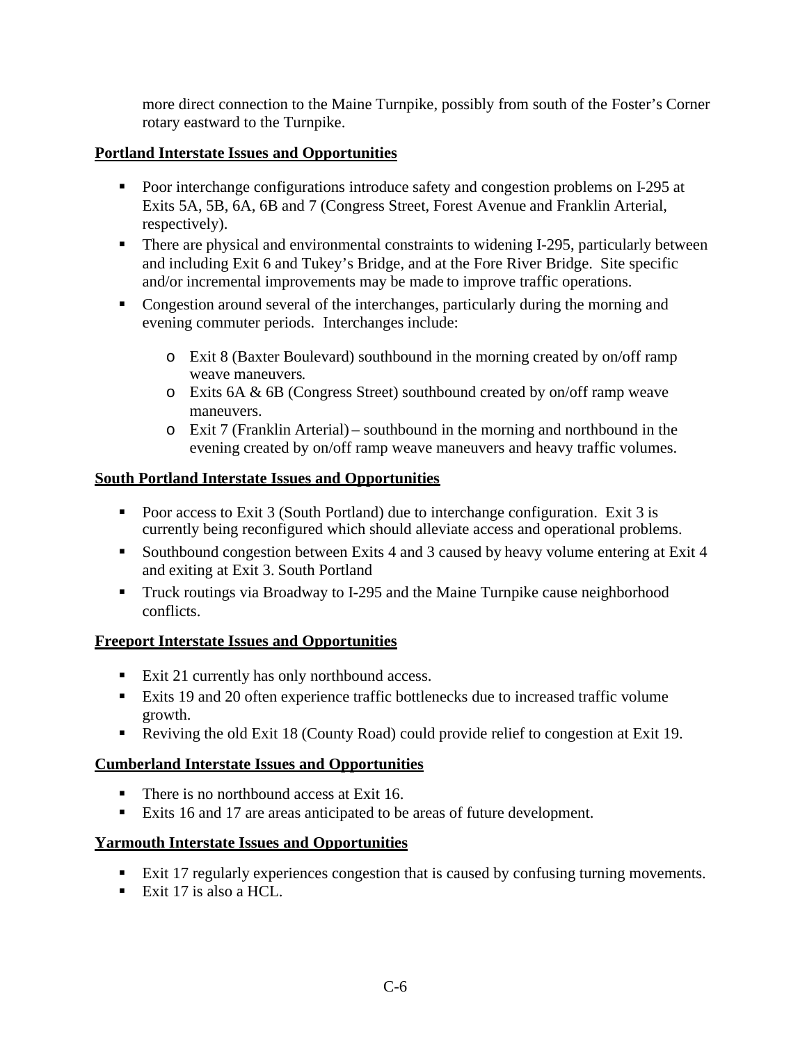more direct connection to the Maine Turnpike, possibly from south of the Foster's Corner rotary eastward to the Turnpike.

**Portland Interstate Issues and Opportunities**

- Poor interchange configurations introduce safety and congestion problems on I-295 at Exits 5A, 5B, 6A, 6B and 7 (Congress Street, Forest Avenue and Franklin Arterial, respectively).
- There are physical and environmental constraints to widening I-295, particularly between and including Exit 6 and Tukey's Bridge, and at the Fore River Bridge. Site specific and/or incremental improvements may be made to improve traffic operations.
- Congestion around several of the interchanges, particularly during the morning and evening commuter periods. Interchanges include:
  - Exit 8 (Baxter Boulevard) southbound in the morning created by on/off ramp weave maneuvers.
  - Exits 6A & 6B (Congress Street) southbound created by on/off ramp weave maneuvers.
  - Exit 7 (Franklin Arterial) – southbound in the morning and northbound in the evening created by on/off ramp weave maneuvers and heavy traffic volumes.

**South Portland Interstate Issues and Opportunities**

- Poor access to Exit 3 (South Portland) due to interchange configuration. Exit 3 is currently being reconfigured which should alleviate access and operational problems.
- Southbound congestion between Exits 4 and 3 caused by heavy volume entering at Exit 4 and exiting at Exit 3. South Portland
- Truck routings via Broadway to I-295 and the Maine Turnpike cause neighborhood conflicts.

**Freeport Interstate Issues and Opportunities**

- Exit 21 currently has only northbound access.
- Exits 19 and 20 often experience traffic bottlenecks due to increased traffic volume growth.
- Reviving the old Exit 18 (County Road) could provide relief to congestion at Exit 19.

**Cumberland Interstate Issues and Opportunities**

- There is no northbound access at Exit 16.
- Exits 16 and 17 are areas anticipated to be areas of future development.

**Yarmouth Interstate Issues and Opportunities**

- Exit 17 regularly experiences congestion that is caused by confusing turning movements.
- Exit 17 is also a HCL.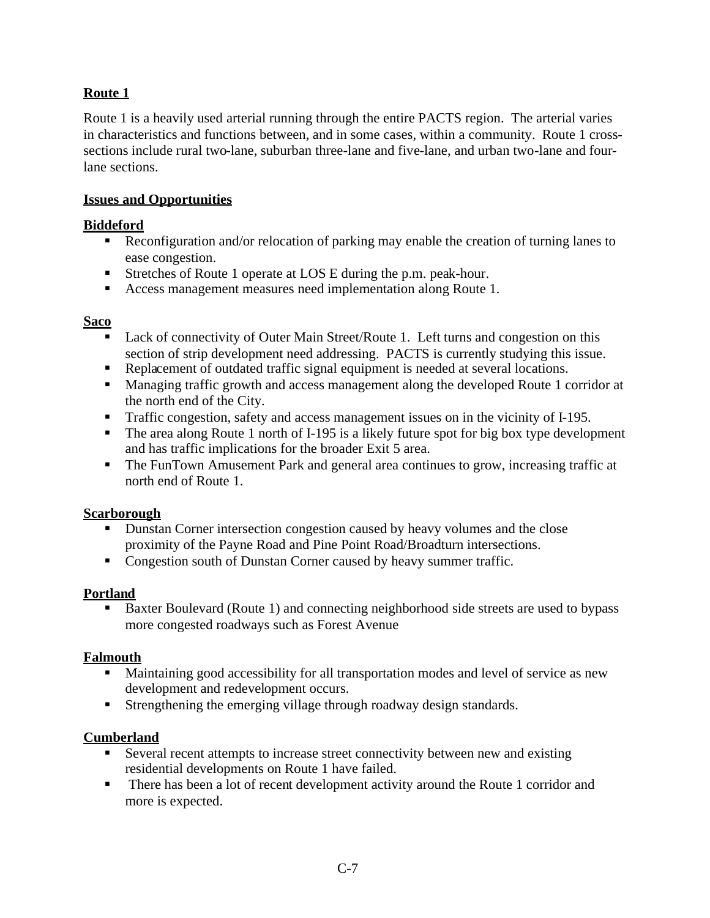## Route 1

Route 1 is a heavily used arterial running through the entire PACTS region. The arterial varies in characteristics and functions between, and in some cases, within a community. Route 1 cross-sections include rural two-lane, suburban three-lane and five-lane, and urban two-lane and four-lane sections.

### Issues and Opportunities

#### Biddeford

- Reconfiguration and/or relocation of parking may enable the creation of turning lanes to ease congestion.
- Stretches of Route 1 operate at LOS E during the p.m. peak-hour.
- Access management measures need implementation along Route 1.

#### Saco

- Lack of connectivity of Outer Main Street/Route 1. Left turns and congestion on this section of strip development need addressing. PACTS is currently studying this issue.
- Replacement of outdated traffic signal equipment is needed at several locations.
- Managing traffic growth and access management along the developed Route 1 corridor at the north end of the City.
- Traffic congestion, safety and access management issues on in the vicinity of I-195.
- The area along Route 1 north of I-195 is a likely future spot for big box type development and has traffic implications for the broader Exit 5 area.
- The FunTown Amusement Park and general area continues to grow, increasing traffic at north end of Route 1.

#### Scarborough

- Dunstan Corner intersection congestion caused by heavy volumes and the close proximity of the Payne Road and Pine Point Road/Broadturn intersections.
- Congestion south of Dunstan Corner caused by heavy summer traffic.

#### Portland

- Baxter Boulevard (Route 1) and connecting neighborhood side streets are used to bypass more congested roadways such as Forest Avenue

#### Falmouth

- Maintaining good accessibility for all transportation modes and level of service as new development and redevelopment occurs.
- Strengthening the emerging village through roadway design standards.

#### Cumberland

- Several recent attempts to increase street connectivity between new and existing residential developments on Route 1 have failed.
- There has been a lot of recent development activity around the Route 1 corridor and more is expected.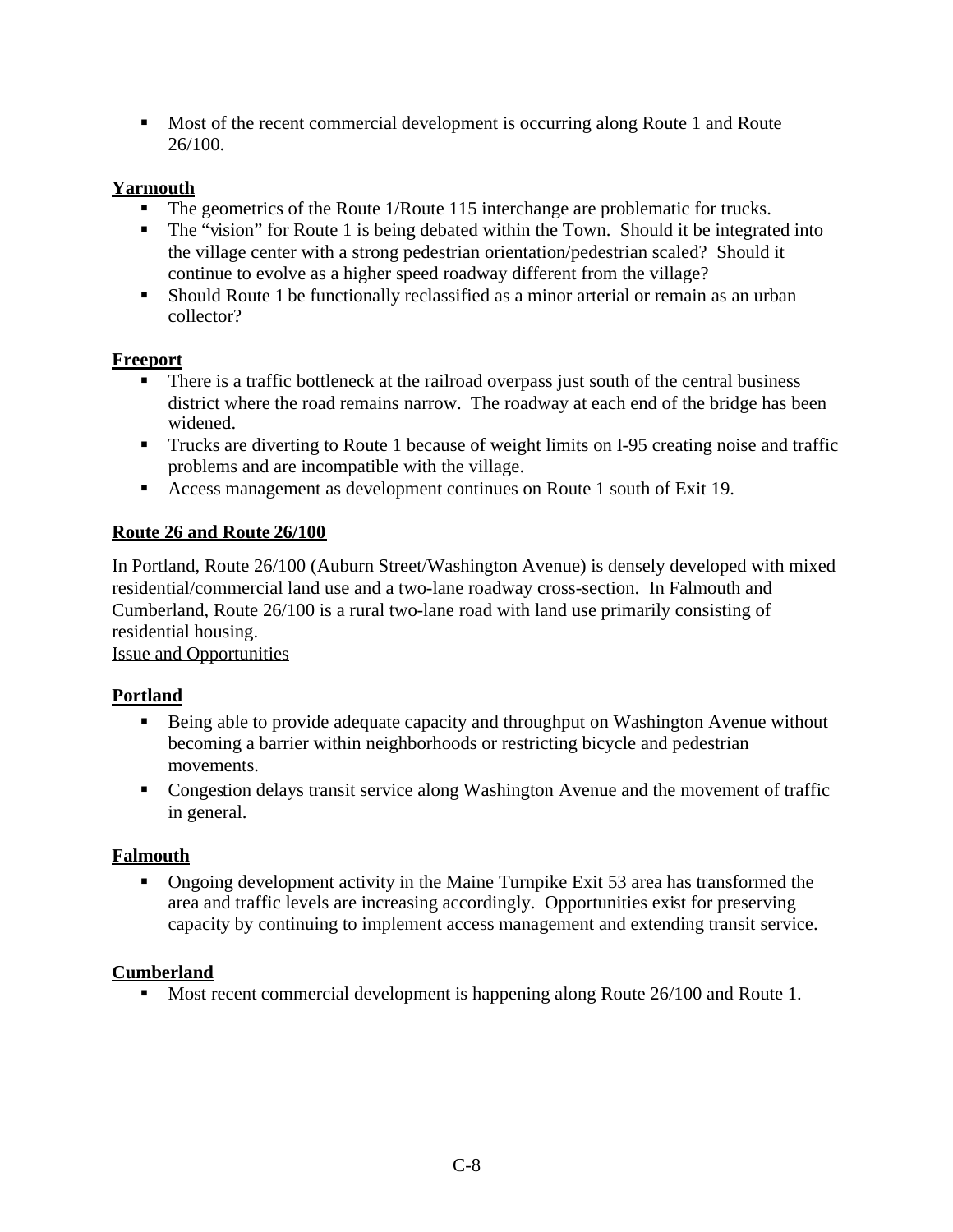- Most of the recent commercial development is occurring along Route 1 and Route 26/100.

**Yarmouth**

- The geometrics of the Route 1/Route 115 interchange are problematic for trucks.
- The "vision" for Route 1 is being debated within the Town. Should it be integrated into the village center with a strong pedestrian orientation/pedestrian scaled? Should it continue to evolve as a higher speed roadway different from the village?
- Should Route 1 be functionally reclassified as a minor arterial or remain as an urban collector?

**Freeport**

- There is a traffic bottleneck at the railroad overpass just south of the central business district where the road remains narrow. The roadway at each end of the bridge has been widened.
- Trucks are diverting to Route 1 because of weight limits on I-95 creating noise and traffic problems and are incompatible with the village.
- Access management as development continues on Route 1 south of Exit 19.

**Route 26 and Route 26/100**

In Portland, Route 26/100 (Auburn Street/Washington Avenue) is densely developed with mixed residential/commercial land use and a two-lane roadway cross-section. In Falmouth and Cumberland, Route 26/100 is a rural two-lane road with land use primarily consisting of residential housing.

Issue and Opportunities

**Portland**

- Being able to provide adequate capacity and throughput on Washington Avenue without becoming a barrier within neighborhoods or restricting bicycle and pedestrian movements.
- Congestion delays transit service along Washington Avenue and the movement of traffic in general.

**Falmouth**

- Ongoing development activity in the Maine Turnpike Exit 53 area has transformed the area and traffic levels are increasing accordingly. Opportunities exist for preserving capacity by continuing to implement access management and extending transit service.

**Cumberland**

- Most recent commercial development is happening along Route 26/100 and Route 1.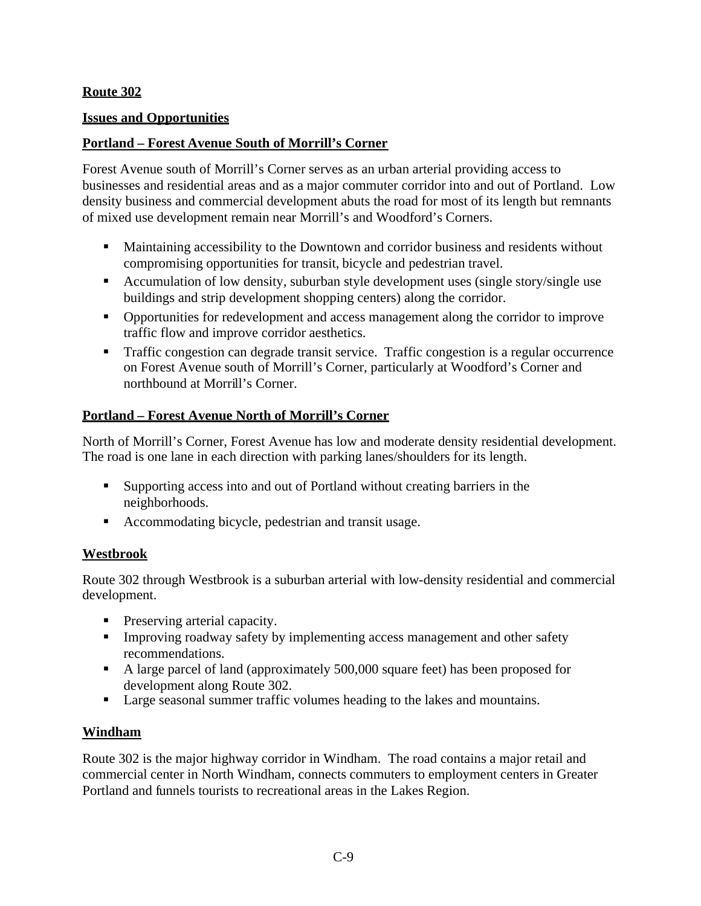## Route 302

### Issues and Opportunities

### Portland – Forest Avenue South of Morrill's Corner

Forest Avenue south of Morrill's Corner serves as an urban arterial providing access to businesses and residential areas and as a major commuter corridor into and out of Portland. Low density business and commercial development abuts the road for most of its length but remnants of mixed use development remain near Morrill's and Woodford's Corners.

- Maintaining accessibility to the Downtown and corridor business and residents without compromising opportunities for transit, bicycle and pedestrian travel.
- Accumulation of low density, suburban style development uses (single story/single use buildings and strip development shopping centers) along the corridor.
- Opportunities for redevelopment and access management along the corridor to improve traffic flow and improve corridor aesthetics.
- Traffic congestion can degrade transit service. Traffic congestion is a regular occurrence on Forest Avenue south of Morrill's Corner, particularly at Woodford's Corner and northbound at Morrill's Corner.

### Portland – Forest Avenue North of Morrill's Corner

North of Morrill's Corner, Forest Avenue has low and moderate density residential development. The road is one lane in each direction with parking lanes/shoulders for its length.

- Supporting access into and out of Portland without creating barriers in the neighborhoods.
- Accommodating bicycle, pedestrian and transit usage.

### Westbrook

Route 302 through Westbrook is a suburban arterial with low-density residential and commercial development.

- Preserving arterial capacity.
- Improving roadway safety by implementing access management and other safety recommendations.
- A large parcel of land (approximately 500,000 square feet) has been proposed for development along Route 302.
- Large seasonal summer traffic volumes heading to the lakes and mountains.

### Windham

Route 302 is the major highway corridor in Windham. The road contains a major retail and commercial center in North Windham, connects commuters to employment centers in Greater Portland and funnels tourists to recreational areas in the Lakes Region.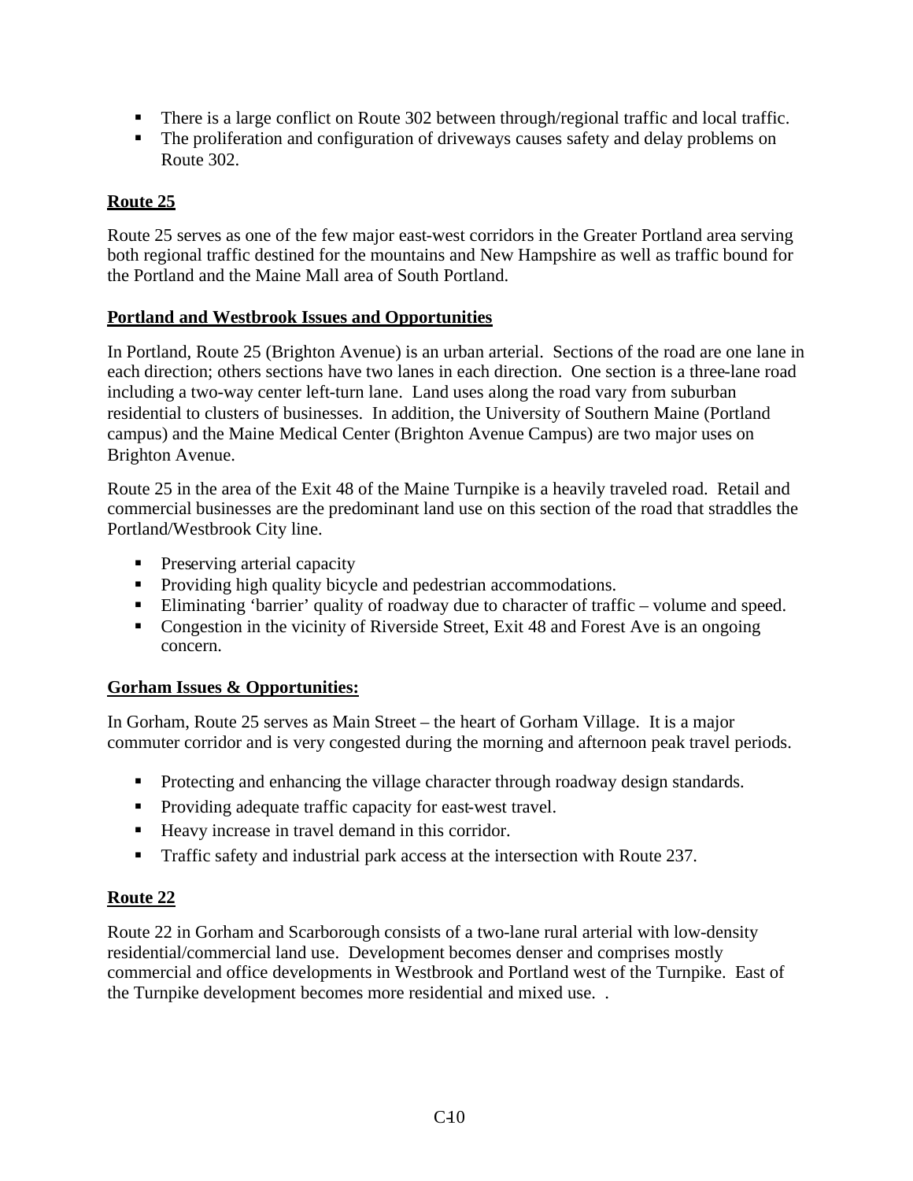- There is a large conflict on Route 302 between through/regional traffic and local traffic.
- The proliferation and configuration of driveways causes safety and delay problems on Route 302.

## Route 25

Route 25 serves as one of the few major east-west corridors in the Greater Portland area serving both regional traffic destined for the mountains and New Hampshire as well as traffic bound for the Portland and the Maine Mall area of South Portland.

### Portland and Westbrook Issues and Opportunities

In Portland, Route 25 (Brighton Avenue) is an urban arterial. Sections of the road are one lane in each direction; others sections have two lanes in each direction. One section is a three-lane road including a two-way center left-turn lane. Land uses along the road vary from suburban residential to clusters of businesses. In addition, the University of Southern Maine (Portland campus) and the Maine Medical Center (Brighton Avenue Campus) are two major uses on Brighton Avenue.

Route 25 in the area of the Exit 48 of the Maine Turnpike is a heavily traveled road. Retail and commercial businesses are the predominant land use on this section of the road that straddles the Portland/Westbrook City line.

- Preserving arterial capacity
- Providing high quality bicycle and pedestrian accommodations.
- Eliminating 'barrier' quality of roadway due to character of traffic – volume and speed.
- Congestion in the vicinity of Riverside Street, Exit 48 and Forest Ave is an ongoing concern.

### Gorham Issues & Opportunities:

In Gorham, Route 25 serves as Main Street – the heart of Gorham Village. It is a major commuter corridor and is very congested during the morning and afternoon peak travel periods.

- Protecting and enhancing the village character through roadway design standards.
- Providing adequate traffic capacity for east-west travel.
- Heavy increase in travel demand in this corridor.
- Traffic safety and industrial park access at the intersection with Route 237.

## Route 22

Route 22 in Gorham and Scarborough consists of a two-lane rural arterial with low-density residential/commercial land use. Development becomes denser and comprises mostly commercial and office developments in Westbrook and Portland west of the Turnpike. East of the Turnpike development becomes more residential and mixed use. .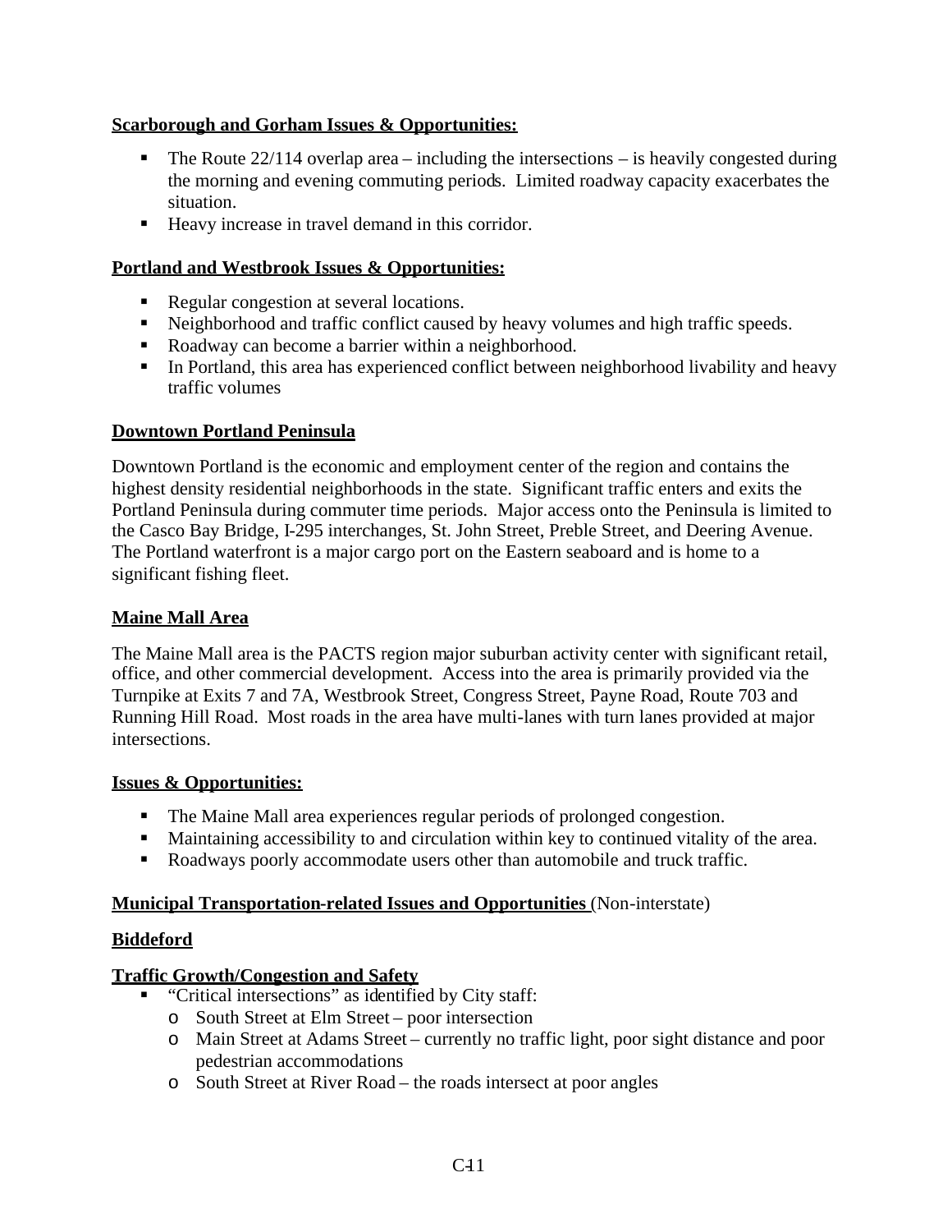**Scarborough and Gorham Issues & Opportunities:**

- The Route 22/114 overlap area – including the intersections – is heavily congested during the morning and evening commuting periods. Limited roadway capacity exacerbates the situation.
- Heavy increase in travel demand in this corridor.

**Portland and Westbrook Issues & Opportunities:**

- Regular congestion at several locations.
- Neighborhood and traffic conflict caused by heavy volumes and high traffic speeds.
- Roadway can become a barrier within a neighborhood.
- In Portland, this area has experienced conflict between neighborhood livability and heavy traffic volumes

**Downtown Portland Peninsula**

Downtown Portland is the economic and employment center of the region and contains the highest density residential neighborhoods in the state. Significant traffic enters and exits the Portland Peninsula during commuter time periods. Major access onto the Peninsula is limited to the Casco Bay Bridge, I-295 interchanges, St. John Street, Preble Street, and Deering Avenue. The Portland waterfront is a major cargo port on the Eastern seaboard and is home to a significant fishing fleet.

**Maine Mall Area**

The Maine Mall area is the PACTS region major suburban activity center with significant retail, office, and other commercial development. Access into the area is primarily provided via the Turnpike at Exits 7 and 7A, Westbrook Street, Congress Street, Payne Road, Route 703 and Running Hill Road. Most roads in the area have multi-lanes with turn lanes provided at major intersections.

**Issues & Opportunities:**

- The Maine Mall area experiences regular periods of prolonged congestion.
- Maintaining accessibility to and circulation within key to continued vitality of the area.
- Roadways poorly accommodate users other than automobile and truck traffic.

**Municipal Transportation-related Issues and Opportunities** (Non-interstate)

**Biddeford**

**Traffic Growth/Congestion and Safety**

- "Critical intersections" as identified by City staff:
  - South Street at Elm Street – poor intersection
  - Main Street at Adams Street – currently no traffic light, poor sight distance and poor pedestrian accommodations
  - South Street at River Road – the roads intersect at poor angles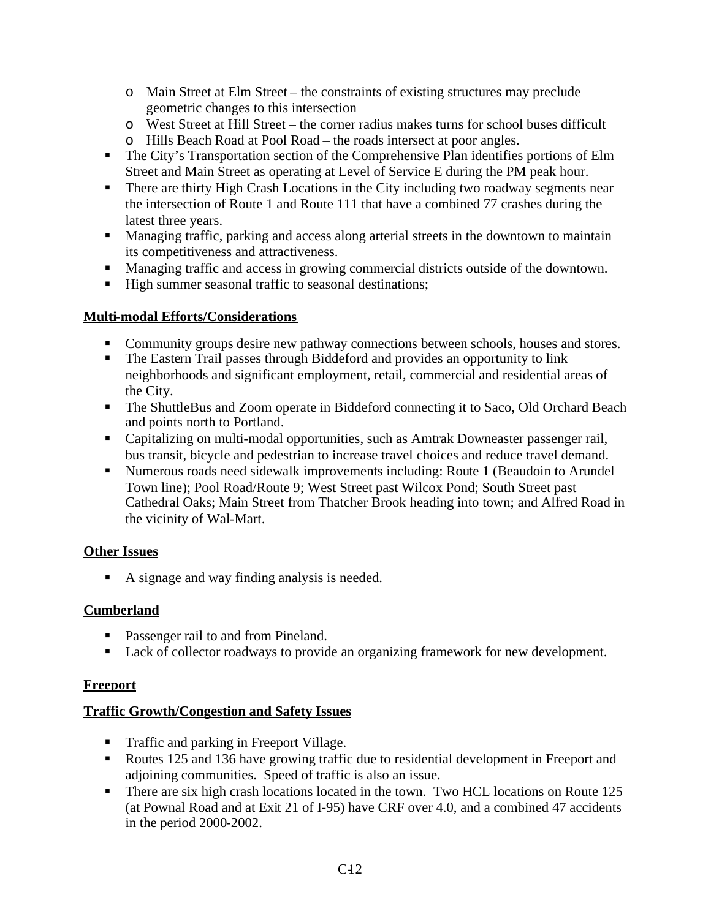- Main Street at Elm Street – the constraints of existing structures may preclude geometric changes to this intersection
  - West Street at Hill Street – the corner radius makes turns for school buses difficult
  - Hills Beach Road at Pool Road – the roads intersect at poor angles.
- The City's Transportation section of the Comprehensive Plan identifies portions of Elm Street and Main Street as operating at Level of Service E during the PM peak hour.
- There are thirty High Crash Locations in the City including two roadway segments near the intersection of Route 1 and Route 111 that have a combined 77 crashes during the latest three years.
- Managing traffic, parking and access along arterial streets in the downtown to maintain its competitiveness and attractiveness.
- Managing traffic and access in growing commercial districts outside of the downtown.
- High summer seasonal traffic to seasonal destinations;

**Multi-modal Efforts/Considerations**

- Community groups desire new pathway connections between schools, houses and stores.
- The Eastern Trail passes through Biddeford and provides an opportunity to link neighborhoods and significant employment, retail, commercial and residential areas of the City.
- The ShuttleBus and Zoom operate in Biddeford connecting it to Saco, Old Orchard Beach and points north to Portland.
- Capitalizing on multi-modal opportunities, such as Amtrak Downeaster passenger rail, bus transit, bicycle and pedestrian to increase travel choices and reduce travel demand.
- Numerous roads need sidewalk improvements including: Route 1 (Beaudoin to Arundel Town line); Pool Road/Route 9; West Street past Wilcox Pond; South Street past Cathedral Oaks; Main Street from Thatcher Brook heading into town; and Alfred Road in the vicinity of Wal-Mart.

**Other Issues**

- A signage and way finding analysis is needed.

## Cumberland

- Passenger rail to and from Pineland.
- Lack of collector roadways to provide an organizing framework for new development.

## Freeport

**Traffic Growth/Congestion and Safety Issues**

- Traffic and parking in Freeport Village.
- Routes 125 and 136 have growing traffic due to residential development in Freeport and adjoining communities. Speed of traffic is also an issue.
- There are six high crash locations located in the town. Two HCL locations on Route 125 (at Pownal Road and at Exit 21 of I-95) have CRF over 4.0, and a combined 47 accidents in the period 2000-2002.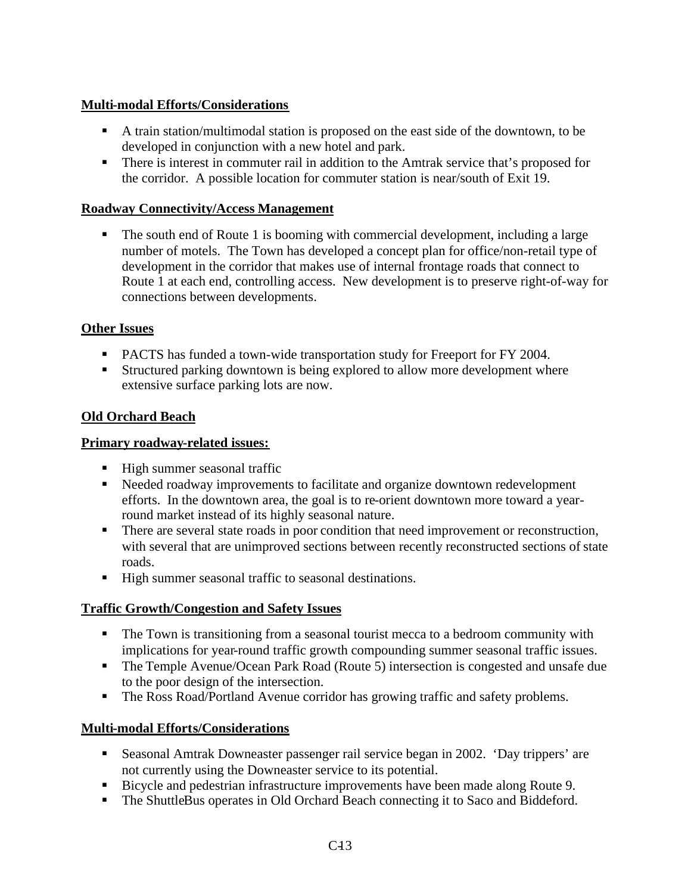**Multi-modal Efforts/Considerations**

- A train station/multimodal station is proposed on the east side of the downtown, to be developed in conjunction with a new hotel and park.
- There is interest in commuter rail in addition to the Amtrak service that's proposed for the corridor. A possible location for commuter station is near/south of Exit 19.

**Roadway Connectivity/Access Management**

- The south end of Route 1 is booming with commercial development, including a large number of motels. The Town has developed a concept plan for office/non-retail type of development in the corridor that makes use of internal frontage roads that connect to Route 1 at each end, controlling access. New development is to preserve right-of-way for connections between developments.

**Other Issues**

- PACTS has funded a town-wide transportation study for Freeport for FY 2004.
- Structured parking downtown is being explored to allow more development where extensive surface parking lots are now.

**Old Orchard Beach**

**Primary roadway-related issues:**

- High summer seasonal traffic
- Needed roadway improvements to facilitate and organize downtown redevelopment efforts. In the downtown area, the goal is to re-orient downtown more toward a year-round market instead of its highly seasonal nature.
- There are several state roads in poor condition that need improvement or reconstruction, with several that are unimproved sections between recently reconstructed sections of state roads.
- High summer seasonal traffic to seasonal destinations.

**Traffic Growth/Congestion and Safety Issues**

- The Town is transitioning from a seasonal tourist mecca to a bedroom community with implications for year-round traffic growth compounding summer seasonal traffic issues.
- The Temple Avenue/Ocean Park Road (Route 5) intersection is congested and unsafe due to the poor design of the intersection.
- The Ross Road/Portland Avenue corridor has growing traffic and safety problems.

**Multi-modal Efforts/Considerations**

- Seasonal Amtrak Downeaster passenger rail service began in 2002. 'Day trippers' are not currently using the Downeaster service to its potential.
- Bicycle and pedestrian infrastructure improvements have been made along Route 9.
- The ShuttleBus operates in Old Orchard Beach connecting it to Saco and Biddeford.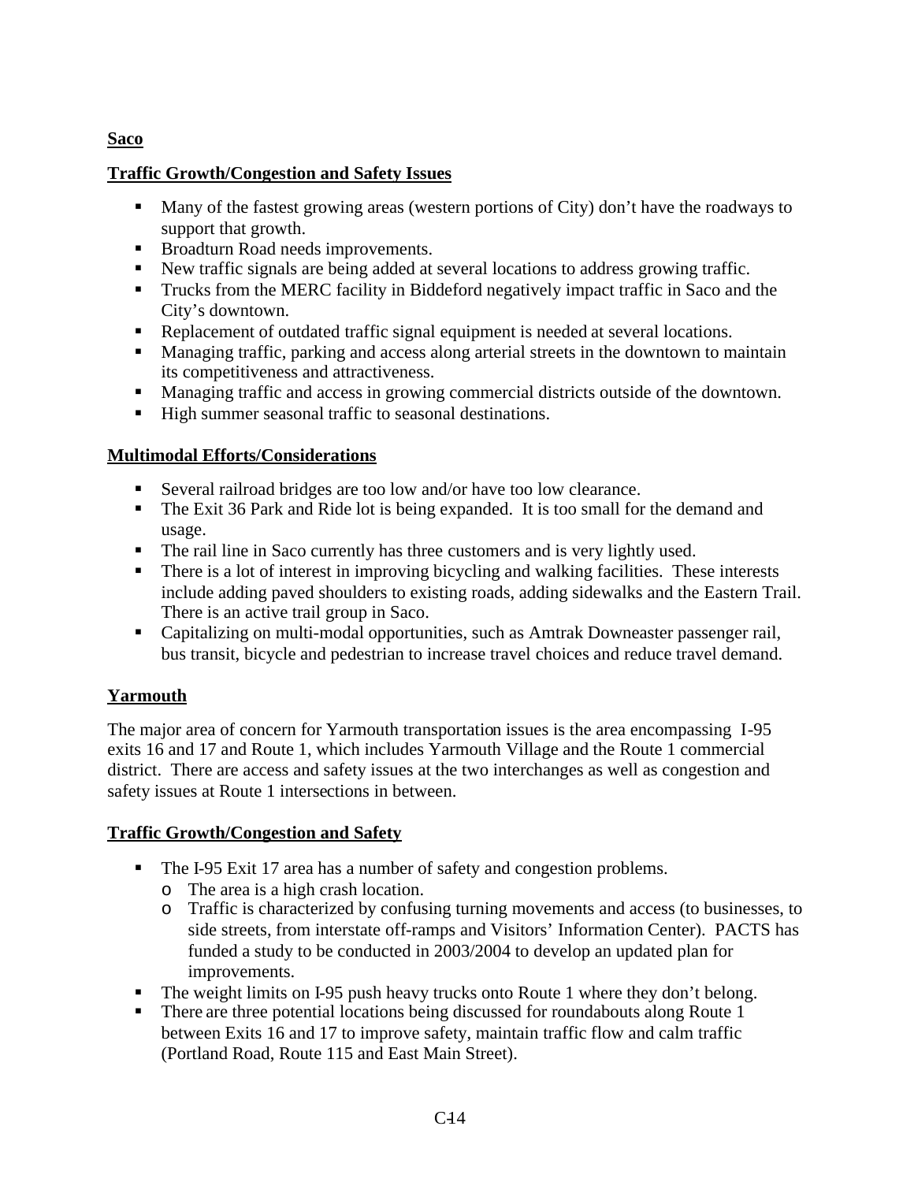## Saco

### Traffic Growth/Congestion and Safety Issues

- Many of the fastest growing areas (western portions of City) don't have the roadways to support that growth.
- Broadturn Road needs improvements.
- New traffic signals are being added at several locations to address growing traffic.
- Trucks from the MERC facility in Biddeford negatively impact traffic in Saco and the City's downtown.
- Replacement of outdated traffic signal equipment is needed at several locations.
- Managing traffic, parking and access along arterial streets in the downtown to maintain its competitiveness and attractiveness.
- Managing traffic and access in growing commercial districts outside of the downtown.
- High summer seasonal traffic to seasonal destinations.

### Multimodal Efforts/Considerations

- Several railroad bridges are too low and/or have too low clearance.
- The Exit 36 Park and Ride lot is being expanded. It is too small for the demand and usage.
- The rail line in Saco currently has three customers and is very lightly used.
- There is a lot of interest in improving bicycling and walking facilities. These interests include adding paved shoulders to existing roads, adding sidewalks and the Eastern Trail. There is an active trail group in Saco.
- Capitalizing on multi-modal opportunities, such as Amtrak Downeaster passenger rail, bus transit, bicycle and pedestrian to increase travel choices and reduce travel demand.

## Yarmouth

The major area of concern for Yarmouth transportation issues is the area encompassing I-95 exits 16 and 17 and Route 1, which includes Yarmouth Village and the Route 1 commercial district. There are access and safety issues at the two interchanges as well as congestion and safety issues at Route 1 intersections in between.

### Traffic Growth/Congestion and Safety

- The I-95 Exit 17 area has a number of safety and congestion problems.
  - The area is a high crash location.
  - Traffic is characterized by confusing turning movements and access (to businesses, to side streets, from interstate off-ramps and Visitors' Information Center). PACTS has funded a study to be conducted in 2003/2004 to develop an updated plan for improvements.
- The weight limits on I-95 push heavy trucks onto Route 1 where they don't belong.
- There are three potential locations being discussed for roundabouts along Route 1 between Exits 16 and 17 to improve safety, maintain traffic flow and calm traffic (Portland Road, Route 115 and East Main Street).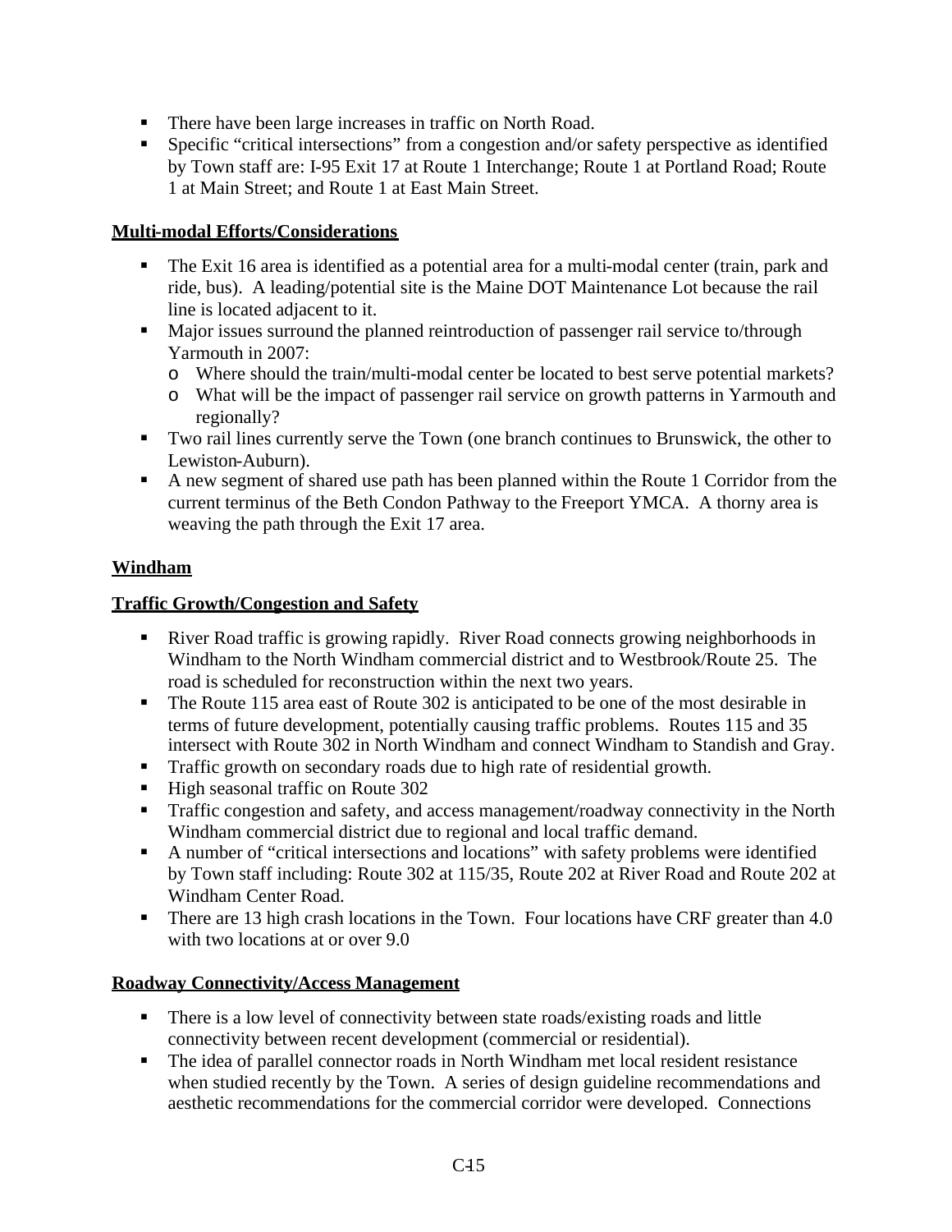- There have been large increases in traffic on North Road.
- Specific "critical intersections" from a congestion and/or safety perspective as identified by Town staff are: I-95 Exit 17 at Route 1 Interchange; Route 1 at Portland Road; Route 1 at Main Street; and Route 1 at East Main Street.

**Multi-modal Efforts/Considerations**

- The Exit 16 area is identified as a potential area for a multi-modal center (train, park and ride, bus). A leading/potential site is the Maine DOT Maintenance Lot because the rail line is located adjacent to it.
- Major issues surround the planned reintroduction of passenger rail service to/through Yarmouth in 2007:
  - Where should the train/multi-modal center be located to best serve potential markets?
  - What will be the impact of passenger rail service on growth patterns in Yarmouth and regionally?
- Two rail lines currently serve the Town (one branch continues to Brunswick, the other to Lewiston-Auburn).
- A new segment of shared use path has been planned within the Route 1 Corridor from the current terminus of the Beth Condon Pathway to the Freeport YMCA. A thorny area is weaving the path through the Exit 17 area.

**Windham**

**Traffic Growth/Congestion and Safety**

- River Road traffic is growing rapidly. River Road connects growing neighborhoods in Windham to the North Windham commercial district and to Westbrook/Route 25. The road is scheduled for reconstruction within the next two years.
- The Route 115 area east of Route 302 is anticipated to be one of the most desirable in terms of future development, potentially causing traffic problems. Routes 115 and 35 intersect with Route 302 in North Windham and connect Windham to Standish and Gray.
- Traffic growth on secondary roads due to high rate of residential growth.
- High seasonal traffic on Route 302
- Traffic congestion and safety, and access management/roadway connectivity in the North Windham commercial district due to regional and local traffic demand.
- A number of "critical intersections and locations" with safety problems were identified by Town staff including: Route 302 at 115/35, Route 202 at River Road and Route 202 at Windham Center Road.
- There are 13 high crash locations in the Town. Four locations have CRF greater than 4.0 with two locations at or over 9.0

**Roadway Connectivity/Access Management**

- There is a low level of connectivity between state roads/existing roads and little connectivity between recent development (commercial or residential).
- The idea of parallel connector roads in North Windham met local resident resistance when studied recently by the Town. A series of design guideline recommendations and aesthetic recommendations for the commercial corridor were developed. Connections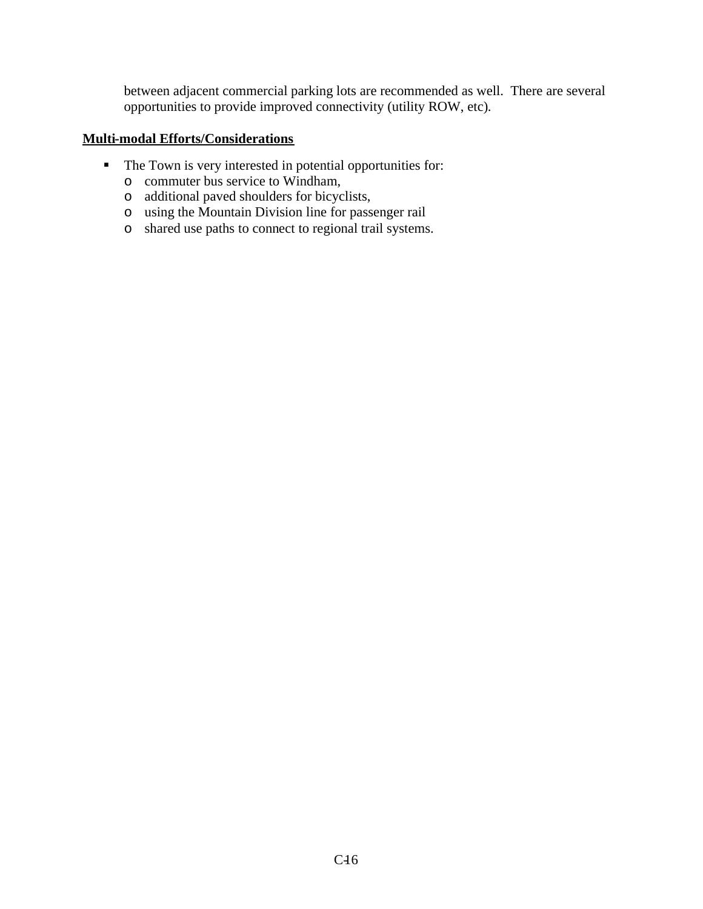between adjacent commercial parking lots are recommended as well. There are several opportunities to provide improved connectivity (utility ROW, etc).

**Multi-modal Efforts/Considerations**

- The Town is very interested in potential opportunities for:
  - commuter bus service to Windham,
  - additional paved shoulders for bicyclists,
  - using the Mountain Division line for passenger rail
  - shared use paths to connect to regional trail systems.